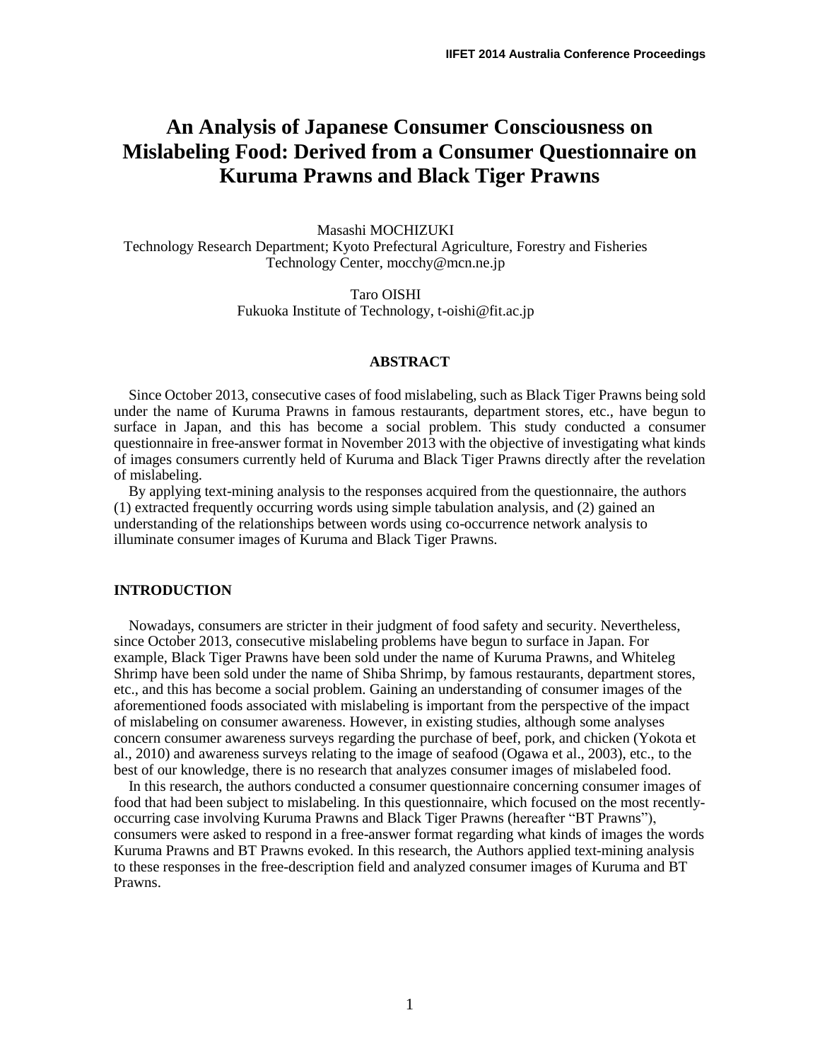# An Analysis of Japanese Consumer Consciousness on Mislabeling Food: Derived from a Consumer Questionnaire on Kuruma Prawns and Black Tiger Prawns

Masashi MOCHIZUKI
Technology Research Department; Kyoto Prefectural Agriculture, Forestry and Fisheries Technology Center, mocchy@mcn.ne.jp

Taro OISHI
Fukuoka Institute of Technology, t-oishi@fit.ac.jp

## ABSTRACT

Since October 2013, consecutive cases of food mislabeling, such as Black Tiger Prawns being sold under the name of Kuruma Prawns in famous restaurants, department stores, etc., have begun to surface in Japan, and this has become a social problem. This study conducted a consumer questionnaire in free-answer format in November 2013 with the objective of investigating what kinds of images consumers currently held of Kuruma and Black Tiger Prawns directly after the revelation of mislabeling.

By applying text-mining analysis to the responses acquired from the questionnaire, the authors (1) extracted frequently occurring words using simple tabulation analysis, and (2) gained an understanding of the relationships between words using co-occurrence network analysis to illuminate consumer images of Kuruma and Black Tiger Prawns.

## INTRODUCTION

Nowadays, consumers are stricter in their judgment of food safety and security. Nevertheless, since October 2013, consecutive mislabeling problems have begun to surface in Japan. For example, Black Tiger Prawns have been sold under the name of Kuruma Prawns, and Whiteleg Shrimp have been sold under the name of Shiba Shrimp, by famous restaurants, department stores, etc., and this has become a social problem. Gaining an understanding of consumer images of the aforementioned foods associated with mislabeling is important from the perspective of the impact of mislabeling on consumer awareness. However, in existing studies, although some analyses concern consumer awareness surveys regarding the purchase of beef, pork, and chicken (Yokota et al., 2010) and awareness surveys relating to the image of seafood (Ogawa et al., 2003), etc., to the best of our knowledge, there is no research that analyzes consumer images of mislabeled food.

In this research, the authors conducted a consumer questionnaire concerning consumer images of food that had been subject to mislabeling. In this questionnaire, which focused on the most recently-occurring case involving Kuruma Prawns and Black Tiger Prawns (hereafter "BT Prawns"), consumers were asked to respond in a free-answer format regarding what kinds of images the words Kuruma Prawns and BT Prawns evoked. In this research, the Authors applied text-mining analysis to these responses in the free-description field and analyzed consumer images of Kuruma and BT Prawns.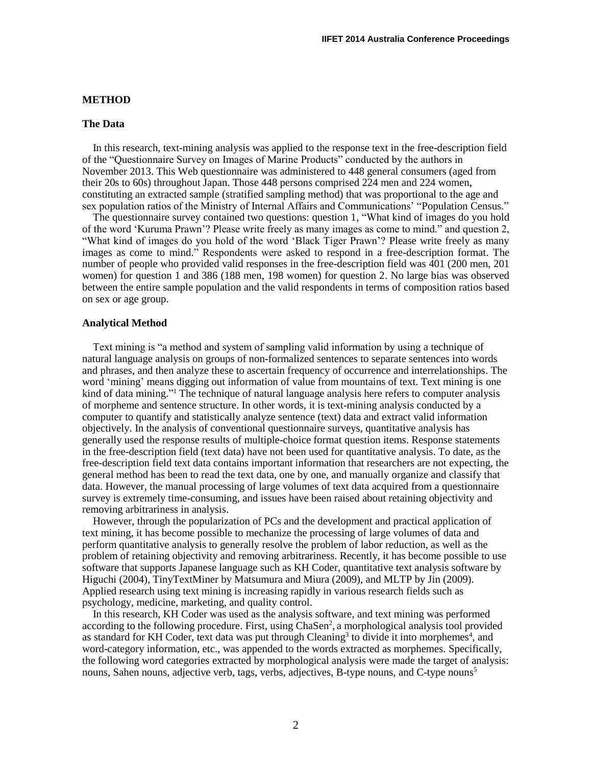## METHOD

### The Data

In this research, text-mining analysis was applied to the response text in the free-description field of the "Questionnaire Survey on Images of Marine Products" conducted by the authors in November 2013. This Web questionnaire was administered to 448 general consumers (aged from their 20s to 60s) throughout Japan. Those 448 persons comprised 224 men and 224 women, constituting an extracted sample (stratified sampling method) that was proportional to the age and sex population ratios of the Ministry of Internal Affairs and Communications' "Population Census."

The questionnaire survey contained two questions: question 1, "What kind of images do you hold of the word 'Kuruma Prawn'? Please write freely as many images as come to mind." and question 2, "What kind of images do you hold of the word 'Black Tiger Prawn'? Please write freely as many images as come to mind." Respondents were asked to respond in a free-description format. The number of people who provided valid responses in the free-description field was 401 (200 men, 201 women) for question 1 and 386 (188 men, 198 women) for question 2. No large bias was observed between the entire sample population and the valid respondents in terms of composition ratios based on sex or age group.

### Analytical Method

Text mining is "a method and system of sampling valid information by using a technique of natural language analysis on groups of non-formalized sentences to separate sentences into words and phrases, and then analyze these to ascertain frequency of occurrence and interrelationships. The word 'mining' means digging out information of value from mountains of text. Text mining is one kind of data mining."[1] The technique of natural language analysis here refers to computer analysis of morpheme and sentence structure. In other words, it is text-mining analysis conducted by a computer to quantify and statistically analyze sentence (text) data and extract valid information objectively. In the analysis of conventional questionnaire surveys, quantitative analysis has generally used the response results of multiple-choice format question items. Response statements in the free-description field (text data) have not been used for quantitative analysis. To date, as the free-description field text data contains important information that researchers are not expecting, the general method has been to read the text data, one by one, and manually organize and classify that data. However, the manual processing of large volumes of text data acquired from a questionnaire survey is extremely time-consuming, and issues have been raised about retaining objectivity and removing arbitrariness in analysis.

However, through the popularization of PCs and the development and practical application of text mining, it has become possible to mechanize the processing of large volumes of data and perform quantitative analysis to generally resolve the problem of labor reduction, as well as the problem of retaining objectivity and removing arbitrariness. Recently, it has become possible to use software that supports Japanese language such as KH Coder, quantitative text analysis software by Higuchi (2004), TinyTextMiner by Matsumura and Miura (2009), and MLTP by Jin (2009). Applied research using text mining is increasing rapidly in various research fields such as psychology, medicine, marketing, and quality control.

In this research, KH Coder was used as the analysis software, and text mining was performed according to the following procedure. First, using ChaSen[2], a morphological analysis tool provided as standard for KH Coder, text data was put through Cleaning[3] to divide it into morphemes[4], and word-category information, etc., was appended to the words extracted as morphemes. Specifically, the following word categories extracted by morphological analysis were made the target of analysis: nouns, Sahen nouns, adjective verb, tags, verbs, adjectives, B-type nouns, and C-type nouns[5]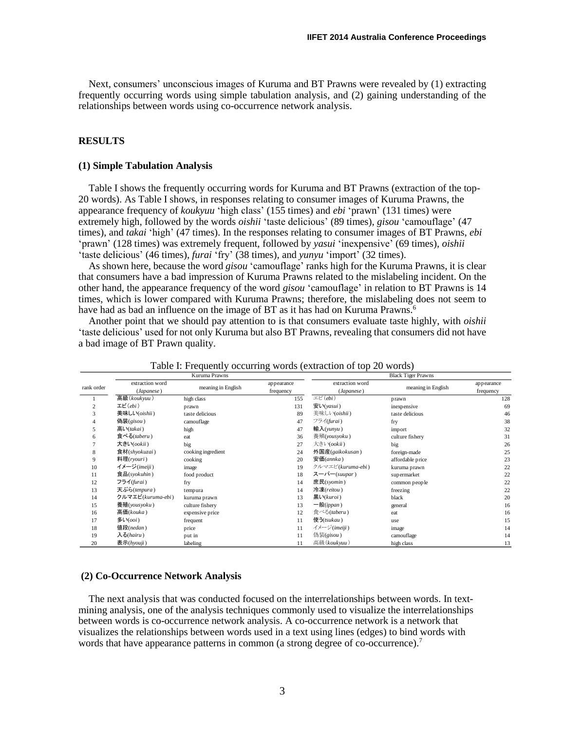Next, consumers' unconscious images of Kuruma and BT Prawns were revealed by (1) extracting frequently occurring words using simple tabulation analysis, and (2) gaining understanding of the relationships between words using co-occurrence network analysis.

## RESULTS

### (1) Simple Tabulation Analysis

Table I shows the frequently occurring words for Kuruma and BT Prawns (extraction of the top-20 words). As Table I shows, in responses relating to consumer images of Kuruma Prawns, the appearance frequency of *koukyuu* 'high class' (155 times) and *ebi* 'prawn' (131 times) were extremely high, followed by the words *oishii* 'taste delicious' (89 times), *gisou* 'camouflage' (47 times), and *takai* 'high' (47 times). In the responses relating to consumer images of BT Prawns, *ebi* 'prawn' (128 times) was extremely frequent, followed by *yasui* 'inexpensive' (69 times), *oishii* 'taste delicious' (46 times), *furai* 'fry' (38 times), and *yunyu* 'import' (32 times).

As shown here, because the word *gisou* 'camouflage' ranks high for the Kuruma Prawns, it is clear that consumers have a bad impression of Kuruma Prawns related to the mislabeling incident. On the other hand, the appearance frequency of the word *gisou* 'camouflage' in relation to BT Prawns is 14 times, which is lower compared with Kuruma Prawns; therefore, the mislabeling does not seem to have had as bad an influence on the image of BT as it has had on Kuruma Prawns.[6]

Another point that we should pay attention to is that consumers evaluate taste highly, with *oishii* 'taste delicious' used for not only Kuruma but also BT Prawns, revealing that consumers did not have a bad image of BT Prawn quality.

Table I: Frequently occurring words (extraction of top 20 words)

| rank order | Kuruma Prawns | | | Black Tiger Prawns | | |
|---|---|---|---|---|---|---|
| | extraction word (*Japanese*) | meaning in English | appearance frequency | extraction word (*Japanese*) | meaning in English | appearance frequency |
| 1 | 高級(*koukyuu*) | high class | 155 | エビ(*ebi*) | prawn | 128 |
| 2 | エビ(*ebi*) | prawn | 131 | 安い(*yasui*) | inexpensive | 69 |
| 3 | 美味しい(*oishii*) | taste delicious | 89 | 美味しい(*oishii*) | taste delicious | 46 |
| 4 | 偽装(*gisou*) | camouflage | 47 | フライ(*furai*) | fry | 38 |
| 5 | 高い(*takai*) | high | 47 | 輸入(*yunyu*) | import | 32 |
| 6 | 食べる(*taberu*) | eat | 36 | 養殖(*yousyoku*) | culture fishery | 31 |
| 7 | 大きい(*ookii*) | big | 27 | 大きい(*ookii*) | big | 26 |
| 8 | 食材(*shyokuzai*) | cooking ingredient | 24 | 外国産(*gaikokusan*) | foreign-made | 25 |
| 9 | 料理(*ryouri*) | cooking | 20 | 安価(*annka*) | affordable price | 23 |
| 10 | イメージ(*imeiji*) | image | 19 | クルマエビ(*kuruma-ebi*) | kuruma prawn | 22 |
| 11 | 食品(*syokuhin*) | food product | 18 | スーパー(*suupar*) | supermarket | 22 |
| 12 | フライ(*furai*) | fry | 14 | 庶民(*syomin*) | common people | 22 |
| 13 | 天ぷら(*tenpura*) | tempura | 14 | 冷凍(*reitou*) | freezing | 22 |
| 14 | クルマエビ(*kuruma-ebi*) | kuruma prawn | 13 | 黒い(*kuroi*) | black | 20 |
| 15 | 養殖(*yousyoku*) | culture fishery | 13 | 一般(*ippan*) | general | 16 |
| 16 | 高価(*kouka*) | expensive price | 12 | 食べる(*taberu*) | eat | 16 |
| 17 | 多い(*ooi*) | frequent | 11 | 使う(*tsukau*) | use | 15 |
| 18 | 値段(*nedan*) | price | 11 | イメージ(*imeiji*) | image | 14 |
| 19 | 入る(*hairu*) | put in | 11 | 偽装(*gisou*) | camouflage | 14 |
| 20 | 表示(*hyouji*) | labeling | 11 | 高級(*koukyuu*) | high class | 13 |

### (2) Co-Occurrence Network Analysis

The next analysis that was conducted focused on the interrelationships between words. In text-mining analysis, one of the analysis techniques commonly used to visualize the interrelationships between words is co-occurrence network analysis. A co-occurrence network is a network that visualizes the relationships between words used in a text using lines (edges) to bind words with words that have appearance patterns in common (a strong degree of co-occurrence).[7]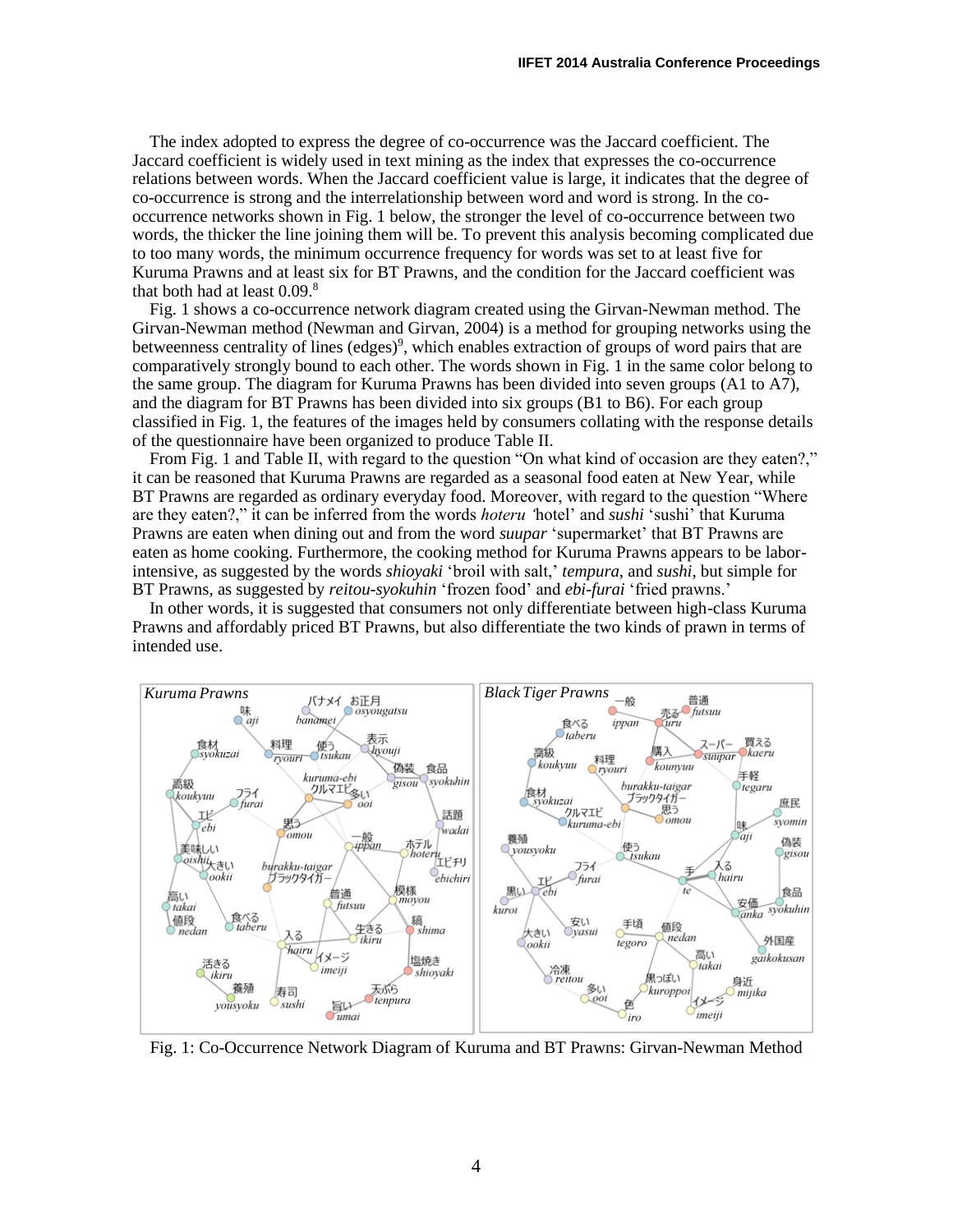The index adopted to express the degree of co-occurrence was the Jaccard coefficient. The Jaccard coefficient is widely used in text mining as the index that expresses the co-occurrence relations between words. When the Jaccard coefficient value is large, it indicates that the degree of co-occurrence is strong and the interrelationship between word and word is strong. In the co-occurrence networks shown in Fig. 1 below, the stronger the level of co-occurrence between two words, the thicker the line joining them will be. To prevent this analysis becoming complicated due to too many words, the minimum occurrence frequency for words was set to at least five for Kuruma Prawns and at least six for BT Prawns, and the condition for the Jaccard coefficient was that both had at least 0.09.[8]

Fig. 1 shows a co-occurrence network diagram created using the Girvan-Newman method. The Girvan-Newman method (Newman and Girvan, 2004) is a method for grouping networks using the betweenness centrality of lines (edges)[9], which enables extraction of groups of word pairs that are comparatively strongly bound to each other. The words shown in Fig. 1 in the same color belong to the same group. The diagram for Kuruma Prawns has been divided into seven groups (A1 to A7), and the diagram for BT Prawns has been divided into six groups (B1 to B6). For each group classified in Fig. 1, the features of the images held by consumers collating with the response details of the questionnaire have been organized to produce Table II.

From Fig. 1 and Table II, with regard to the question "On what kind of occasion are they eaten?," it can be reasoned that Kuruma Prawns are regarded as a seasonal food eaten at New Year, while BT Prawns are regarded as ordinary everyday food. Moreover, with regard to the question "Where are they eaten?," it can be inferred from the words *hoteru* 'hotel' and *sushi* 'sushi' that Kuruma Prawns are eaten when dining out and from the word *suupar* 'supermarket' that BT Prawns are eaten as home cooking. Furthermore, the cooking method for Kuruma Prawns appears to be labor-intensive, as suggested by the words *shioyaki* 'broil with salt,' *tempura*, and *sushi*, but simple for BT Prawns, as suggested by *reitou-syokuhin* 'frozen food' and *ebi-furai* 'fried prawns.'

In other words, it is suggested that consumers not only differentiate between high-class Kuruma Prawns and affordably priced BT Prawns, but also differentiate the two kinds of prawn in terms of intended use.

Fig. 1: Co-Occurrence Network Diagram of Kuruma and BT Prawns: Girvan-Newman Method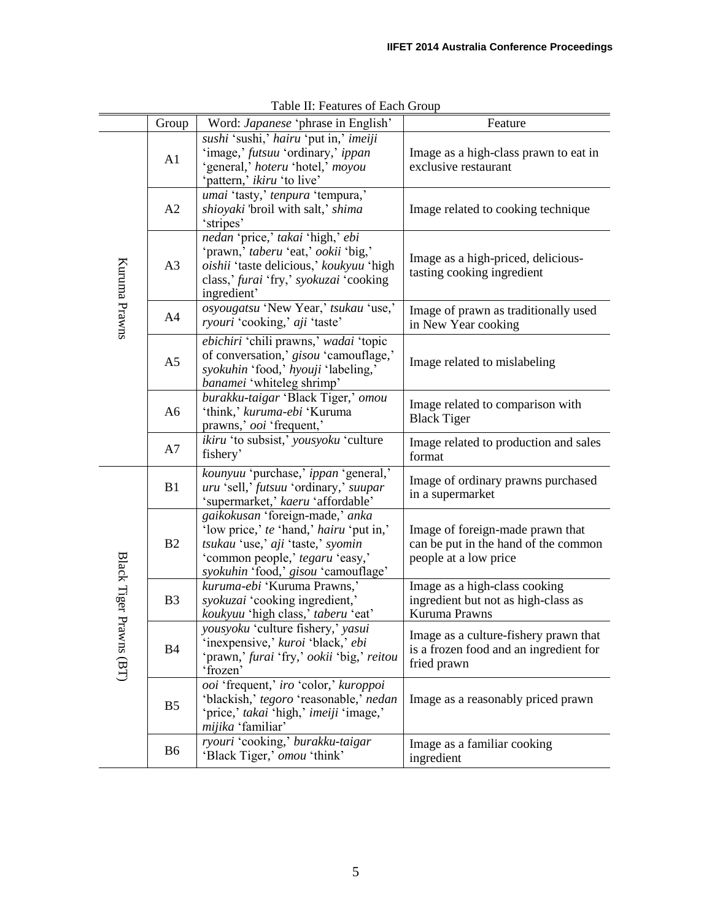Table II: Features of Each Group

| | Group | Word: *Japanese* 'phrase in English' | Feature |
|---|---|---|---|
| Kuruma Prawns | A1 | *sushi* 'sushi,' *hairu* 'put in,' *imeiji* 'image,' *futsuu* 'ordinary,' *ippan* 'general,' *hoteru* 'hotel,' *moyou* 'pattern,' *ikiru* 'to live' | Image as a high-class prawn to eat in exclusive restaurant |
| | A2 | *umai* 'tasty,' *tenpura* 'tempura,' *shioyaki* 'broil with salt,' *shima* 'stripes' | Image related to cooking technique |
| | A3 | *nedan* 'price,' *takai* 'high,' *ebi* 'prawn,' *taberu* 'eat,' *ookii* 'big,' *oishii* 'taste delicious,' *koukyuu* 'high class,' *furai* 'fry,' *syokuzai* 'cooking ingredient' | Image as a high-priced, delicious-tasting cooking ingredient |
| | A4 | *osyougatsu* 'New Year,' *tsukau* 'use,' *ryouri* 'cooking,' *aji* 'taste' | Image of prawn as traditionally used in New Year cooking |
| | A5 | *ebichiri* 'chili prawns,' *wadai* 'topic of conversation,' *gisou* 'camouflage,' *syokuhin* 'food,' *hyouji* 'labeling,' *banamei* 'whiteleg shrimp' | Image related to mislabeling |
| | A6 | *burakku-taigar* 'Black Tiger,' *omou* 'think,' *kuruma-ebi* 'Kuruma prawns,' *ooi* 'frequent,' | Image related to comparison with Black Tiger |
| | A7 | *ikiru* 'to subsist,' *yousyoku* 'culture fishery' | Image related to production and sales format |
| Black Tiger Prawns (BT) | B1 | *kounyuu* 'purchase,' *ippan* 'general,' *uru* 'sell,' *futsuu* 'ordinary,' *suupar* 'supermarket,' *kaeru* 'affordable' | Image of ordinary prawns purchased in a supermarket |
| | B2 | *gaikokusan* 'foreign-made,' *anka* 'low price,' *te* 'hand,' *hairu* 'put in,' *tsukau* 'use,' *aji* 'taste,' *syomin* 'common people,' *tegaru* 'easy,' *syokuhin* 'food,' *gisou* 'camouflage' | Image of foreign-made prawn that can be put in the hand of the common people at a low price |
| | B3 | *kuruma-ebi* 'Kuruma Prawns,' *syokuzai* 'cooking ingredient,' *koukyuu* 'high class,' *taberu* 'eat' | Image as a high-class cooking ingredient but not as high-class as Kuruma Prawns |
| | B4 | *yousyoku* 'culture fishery,' *yasui* 'inexpensive,' *kuroi* 'black,' *ebi* 'prawn,' *furai* 'fry,' *ookii* 'big,' *reitou* 'frozen' | Image as a culture-fishery prawn that is a frozen food and an ingredient for fried prawn |
| | B5 | *ooi* 'frequent,' *iro* 'color,' *kuroppoi* 'blackish,' *tegoro* 'reasonable,' *nedan* 'price,' *takai* 'high,' *imeiji* 'image,' *mijika* 'familiar' | Image as a reasonably priced prawn |
| | B6 | *ryouri* 'cooking,' *burakku-taigar* 'Black Tiger,' *omou* 'think' | Image as a familiar cooking ingredient |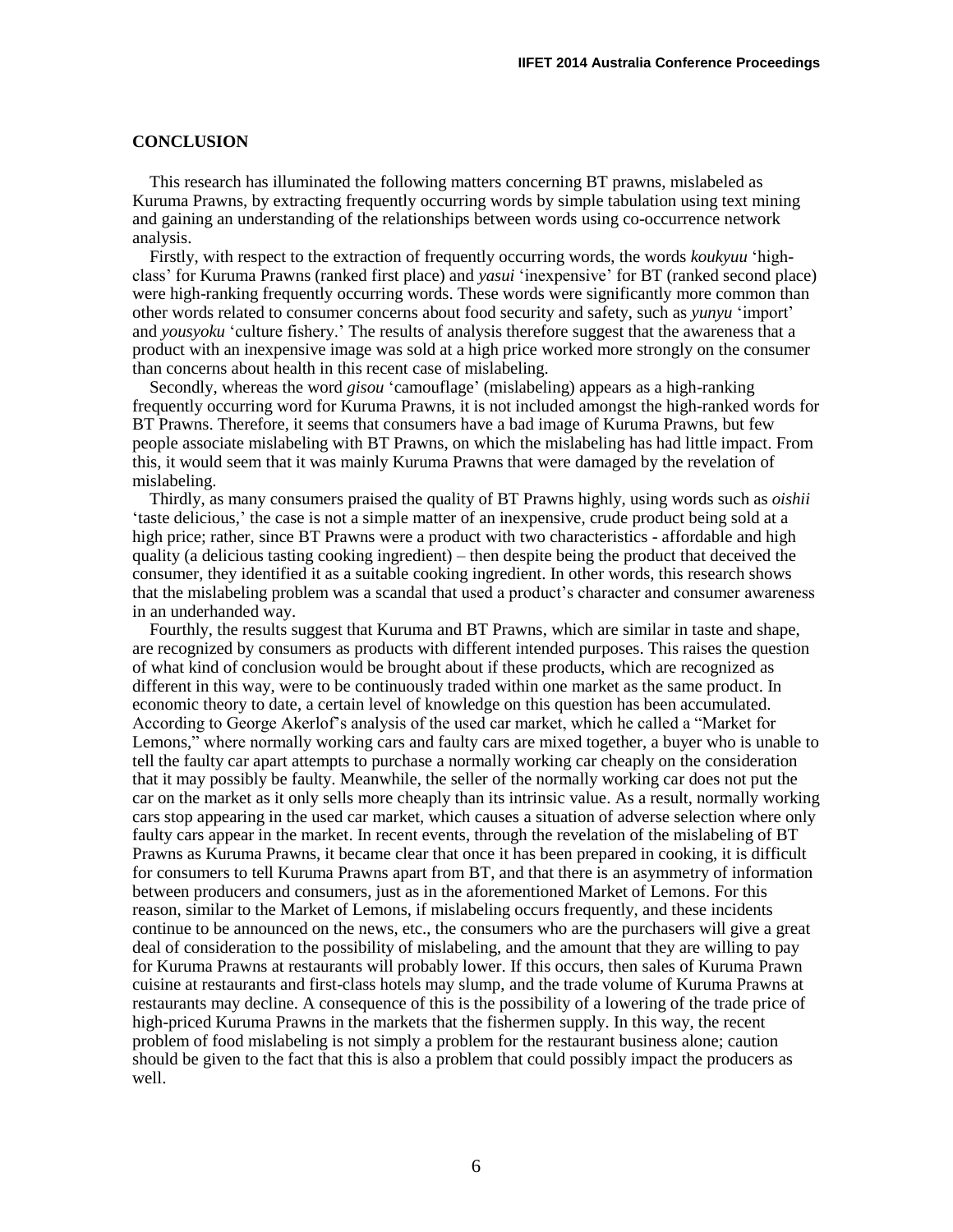## CONCLUSION

This research has illuminated the following matters concerning BT prawns, mislabeled as Kuruma Prawns, by extracting frequently occurring words by simple tabulation using text mining and gaining an understanding of the relationships between words using co-occurrence network analysis.

Firstly, with respect to the extraction of frequently occurring words, the words *koukyuu* 'high-class' for Kuruma Prawns (ranked first place) and *yasui* 'inexpensive' for BT (ranked second place) were high-ranking frequently occurring words. These words were significantly more common than other words related to consumer concerns about food security and safety, such as *yunyu* 'import' and *yousyoku* 'culture fishery.' The results of analysis therefore suggest that the awareness that a product with an inexpensive image was sold at a high price worked more strongly on the consumer than concerns about health in this recent case of mislabeling.

Secondly, whereas the word *gisou* 'camouflage' (mislabeling) appears as a high-ranking frequently occurring word for Kuruma Prawns, it is not included amongst the high-ranked words for BT Prawns. Therefore, it seems that consumers have a bad image of Kuruma Prawns, but few people associate mislabeling with BT Prawns, on which the mislabeling has had little impact. From this, it would seem that it was mainly Kuruma Prawns that were damaged by the revelation of mislabeling.

Thirdly, as many consumers praised the quality of BT Prawns highly, using words such as *oishii* 'taste delicious,' the case is not a simple matter of an inexpensive, crude product being sold at a high price; rather, since BT Prawns were a product with two characteristics - affordable and high quality (a delicious tasting cooking ingredient) – then despite being the product that deceived the consumer, they identified it as a suitable cooking ingredient. In other words, this research shows that the mislabeling problem was a scandal that used a product's character and consumer awareness in an underhanded way.

Fourthly, the results suggest that Kuruma and BT Prawns, which are similar in taste and shape, are recognized by consumers as products with different intended purposes. This raises the question of what kind of conclusion would be brought about if these products, which are recognized as different in this way, were to be continuously traded within one market as the same product. In economic theory to date, a certain level of knowledge on this question has been accumulated. According to George Akerlof's analysis of the used car market, which he called a "Market for Lemons," where normally working cars and faulty cars are mixed together, a buyer who is unable to tell the faulty car apart attempts to purchase a normally working car cheaply on the consideration that it may possibly be faulty. Meanwhile, the seller of the normally working car does not put the car on the market as it only sells more cheaply than its intrinsic value. As a result, normally working cars stop appearing in the used car market, which causes a situation of adverse selection where only faulty cars appear in the market. In recent events, through the revelation of the mislabeling of BT Prawns as Kuruma Prawns, it became clear that once it has been prepared in cooking, it is difficult for consumers to tell Kuruma Prawns apart from BT, and that there is an asymmetry of information between producers and consumers, just as in the aforementioned Market of Lemons. For this reason, similar to the Market of Lemons, if mislabeling occurs frequently, and these incidents continue to be announced on the news, etc., the consumers who are the purchasers will give a great deal of consideration to the possibility of mislabeling, and the amount that they are willing to pay for Kuruma Prawns at restaurants will probably lower. If this occurs, then sales of Kuruma Prawn cuisine at restaurants and first-class hotels may slump, and the trade volume of Kuruma Prawns at restaurants may decline. A consequence of this is the possibility of a lowering of the trade price of high-priced Kuruma Prawns in the markets that the fishermen supply. In this way, the recent problem of food mislabeling is not simply a problem for the restaurant business alone; caution should be given to the fact that this is also a problem that could possibly impact the producers as well.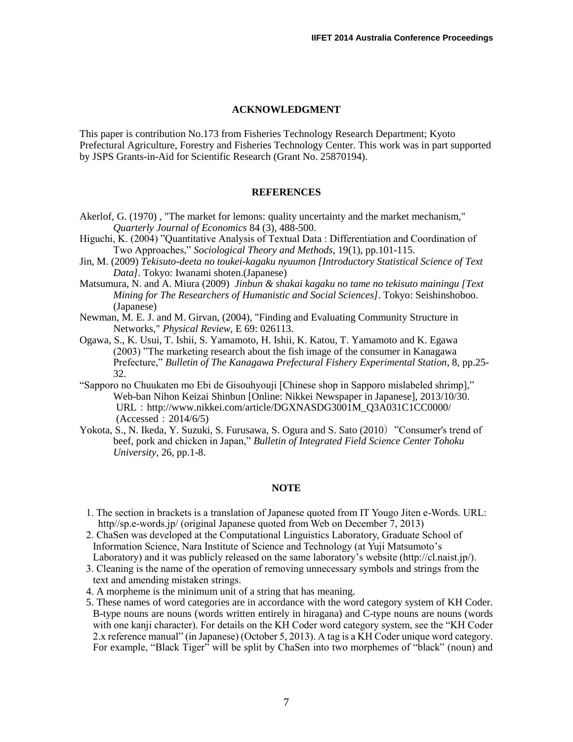## ACKNOWLEDGMENT

This paper is contribution No.173 from Fisheries Technology Research Department; Kyoto Prefectural Agriculture, Forestry and Fisheries Technology Center. This work was in part supported by JSPS Grants-in-Aid for Scientific Research (Grant No. 25870194).

## REFERENCES

Akerlof, G. (1970) , "The market for lemons: quality uncertainty and the market mechanism," *Quarterly Journal of Economics* 84 (3), 488-500.

Higuchi, K. (2004) "Quantitative Analysis of Textual Data : Differentiation and Coordination of Two Approaches," *Sociological Theory and Methods*, 19(1), pp.101-115.

Jin, M. (2009) *Tekisuto-deeta no toukei-kagaku nyuumon [Introductory Statistical Science of Text Data]*. Tokyo: Iwanami shoten.(Japanese)

Matsumura, N. and A. Miura (2009) *Jinbun & shakai kagaku no tame no tekisuto mainingu [Text Mining for The Researchers of Humanistic and Social Sciences]*. Tokyo: Seishinshoboo. (Japanese)

Newman, M. E. J. and M. Girvan, (2004), "Finding and Evaluating Community Structure in Networks," *Physical Review*, E 69: 026113.

Ogawa, S., K. Usui, T. Ishii, S. Yamamoto, H. Ishii, K. Katou, T. Yamamoto and K. Egawa (2003) "The marketing research about the fish image of the consumer in Kanagawa Prefecture," *Bulletin of The Kanagawa Prefectural Fishery Experimental Station*, 8, pp.25-32.

"Sapporo no Chuukaten mo Ebi de Gisouhyouji [Chinese shop in Sapporo mislabeled shrimp]," Web-ban Nihon Keizai Shinbun [Online: Nikkei Newspaper in Japanese], 2013/10/30. URL：http://www.nikkei.com/article/DGXNASDG3001M_Q3A031C1CC0000/ (Accessed：2014/6/5)

Yokota, S., N. Ikeda, Y. Suzuki, S. Furusawa, S. Ogura and S. Sato (2010）"Consumer's trend of beef, pork and chicken in Japan," *Bulletin of Integrated Field Science Center Tohoku University*, 26, pp.1-8.

## NOTE

1. The section in brackets is a translation of Japanese quoted from IT Yougo Jiten e-Words. URL: http//sp.e-words.jp/ (original Japanese quoted from Web on December 7, 2013)
2. ChaSen was developed at the Computational Linguistics Laboratory, Graduate School of Information Science, Nara Institute of Science and Technology (at Yuji Matsumoto's Laboratory) and it was publicly released on the same laboratory's website (http://cl.naist.jp/).
3. Cleaning is the name of the operation of removing unnecessary symbols and strings from the text and amending mistaken strings.
4. A morpheme is the minimum unit of a string that has meaning.
5. These names of word categories are in accordance with the word category system of KH Coder. B-type nouns are nouns (words written entirely in hiragana) and C-type nouns are nouns (words with one kanji character). For details on the KH Coder word category system, see the "KH Coder 2.x reference manual" (in Japanese) (October 5, 2013). A tag is a KH Coder unique word category. For example, "Black Tiger" will be split by ChaSen into two morphemes of "black" (noun) and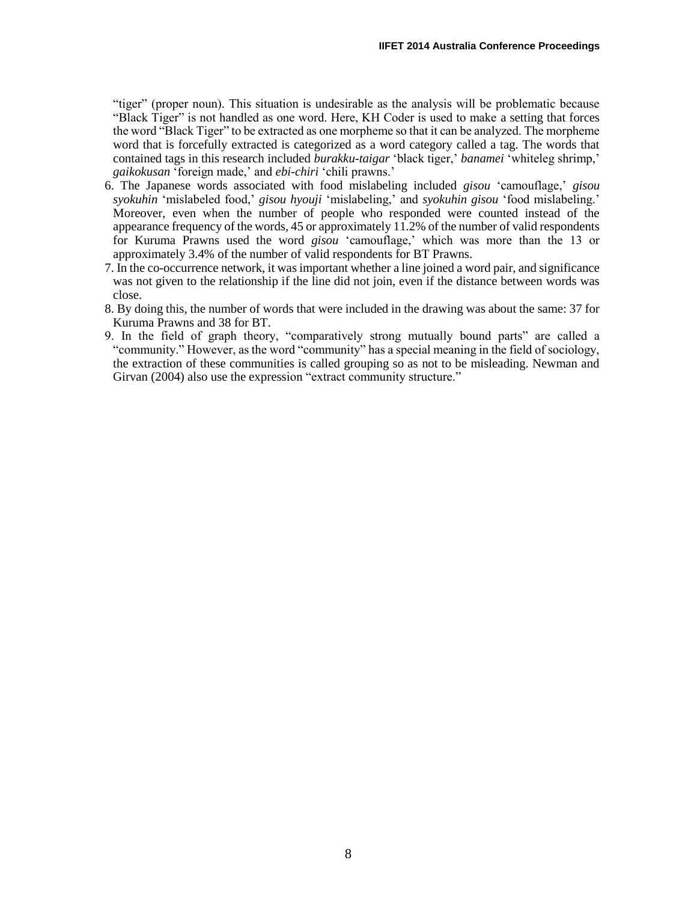"tiger" (proper noun). This situation is undesirable as the analysis will be problematic because "Black Tiger" is not handled as one word. Here, KH Coder is used to make a setting that forces the word "Black Tiger" to be extracted as one morpheme so that it can be analyzed. The morpheme word that is forcefully extracted is categorized as a word category called a tag. The words that contained tags in this research included *burakku-taigar* 'black tiger,' *banamei* 'whiteleg shrimp,' *gaikokusan* 'foreign made,' and *ebi-chiri* 'chili prawns.'

6. The Japanese words associated with food mislabeling included *gisou* 'camouflage,' *gisou syokuhin* 'mislabeled food,' *gisou hyouji* 'mislabeling,' and *syokuhin gisou* 'food mislabeling.' Moreover, even when the number of people who responded were counted instead of the appearance frequency of the words, 45 or approximately 11.2% of the number of valid respondents for Kuruma Prawns used the word *gisou* 'camouflage,' which was more than the 13 or approximately 3.4% of the number of valid respondents for BT Prawns.
7. In the co-occurrence network, it was important whether a line joined a word pair, and significance was not given to the relationship if the line did not join, even if the distance between words was close.
8. By doing this, the number of words that were included in the drawing was about the same: 37 for Kuruma Prawns and 38 for BT.
9. In the field of graph theory, "comparatively strong mutually bound parts" are called a "community." However, as the word "community" has a special meaning in the field of sociology, the extraction of these communities is called grouping so as not to be misleading. Newman and Girvan (2004) also use the expression "extract community structure."